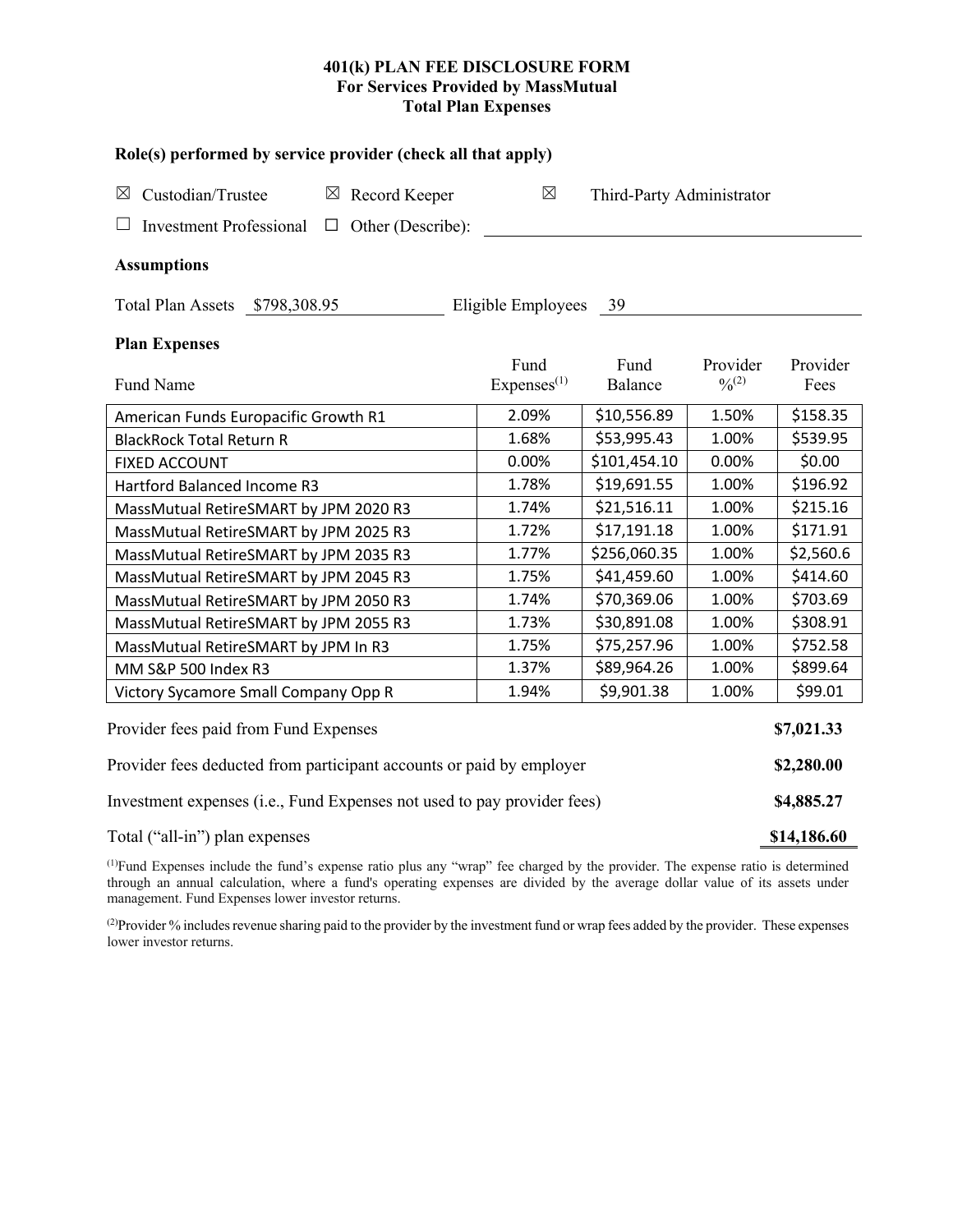# 401(k) PLAN FEE DISCLOSURE FORM
## For Services Provided by MassMutual
## Total Plan Expenses

### Role(s) performed by service provider (check all that apply)

☒ Custodian/Trustee ☒ Record Keeper ☒ Third-Party Administrator

☐ Investment Professional ☐ Other (Describe): ____________

### Assumptions

Total Plan Assets $798,308.95 Eligible Employees 39

### Plan Expenses

| Fund Name | Fund Expenses[(1)] | Fund Balance | Provider %[(2)] | Provider Fees |
|---|---|---|---|---|
| American Funds Europacific Growth R1 | 2.09% | $10,556.89 | 1.50% | $158.35 |
| BlackRock Total Return R | 1.68% | $53,995.43 | 1.00% | $539.95 |
| FIXED ACCOUNT | 0.00% | $101,454.10 | 0.00% | $0.00 |
| Hartford Balanced Income R3 | 1.78% | $19,691.55 | 1.00% | $196.92 |
| MassMutual RetireSMART by JPM 2020 R3 | 1.74% | $21,516.11 | 1.00% | $215.16 |
| MassMutual RetireSMART by JPM 2025 R3 | 1.72% | $17,191.18 | 1.00% | $171.91 |
| MassMutual RetireSMART by JPM 2035 R3 | 1.77% | $256,060.35 | 1.00% | $2,560.6 |
| MassMutual RetireSMART by JPM 2045 R3 | 1.75% | $41,459.60 | 1.00% | $414.60 |
| MassMutual RetireSMART by JPM 2050 R3 | 1.74% | $70,369.06 | 1.00% | $703.69 |
| MassMutual RetireSMART by JPM 2055 R3 | 1.73% | $30,891.08 | 1.00% | $308.91 |
| MassMutual RetireSMART by JPM In R3 | 1.75% | $75,257.96 | 1.00% | $752.58 |
| MM S&P 500 Index R3 | 1.37% | $89,964.26 | 1.00% | $899.64 |
| Victory Sycamore Small Company Opp R | 1.94% | $9,901.38 | 1.00% | $99.01 |

| | |
|---|---|
| Provider fees paid from Fund Expenses | **$7,021.33** |
| Provider fees deducted from participant accounts or paid by employer | **$2,280.00** |
| Investment expenses (i.e., Fund Expenses not used to pay provider fees) | **$4,885.27** |
| Total ("all-in") plan expenses | **$14,186.60** |

[(1)]Fund Expenses include the fund's expense ratio plus any "wrap" fee charged by the provider. The expense ratio is determined through an annual calculation, where a fund's operating expenses are divided by the average dollar value of its assets under management. Fund Expenses lower investor returns.

[(2)]Provider % includes revenue sharing paid to the provider by the investment fund or wrap fees added by the provider. These expenses lower investor returns.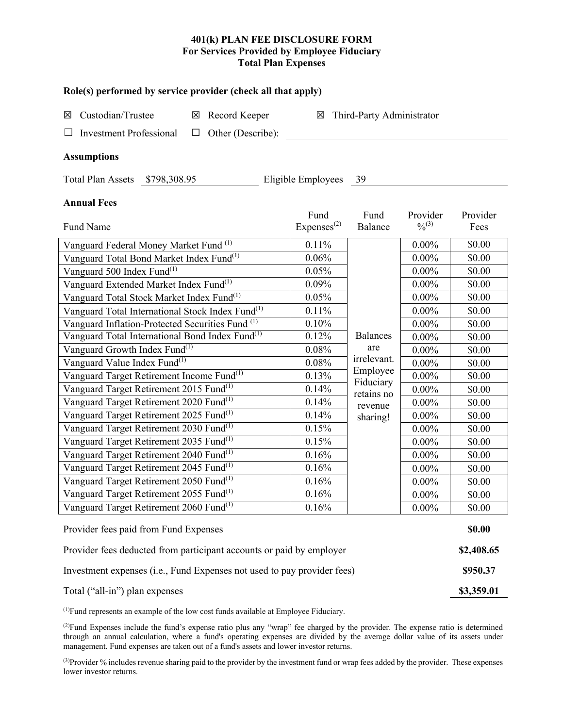# 401(k) PLAN FEE DISCLOSURE FORM
## For Services Provided by Employee Fiduciary
## Total Plan Expenses

### Role(s) performed by service provider (check all that apply)

☒ Custodian/Trustee ☒ Record Keeper ☒ Third-Party Administrator

☐ Investment Professional ☐ Other (Describe):

### Assumptions

Total Plan Assets $798,308.95 Eligible Employees 39

### Annual Fees

| Fund Name | Fund Expenses[2] | Fund Balance | Provider %[3] | Provider Fees |
|---|---|---|---|---|
| Vanguard Federal Money Market Fund [1] | 0.11% | Balances are irrelevant. Employee Fiduciary retains no revenue sharing! | 0.00% | $0.00 |
| Vanguard Total Bond Market Index Fund[1] | 0.06% | | 0.00% | $0.00 |
| Vanguard 500 Index Fund[1] | 0.05% | | 0.00% | $0.00 |
| Vanguard Extended Market Index Fund[1] | 0.09% | | 0.00% | $0.00 |
| Vanguard Total Stock Market Index Fund[1] | 0.05% | | 0.00% | $0.00 |
| Vanguard Total International Stock Index Fund[1] | 0.11% | | 0.00% | $0.00 |
| Vanguard Inflation-Protected Securities Fund [1] | 0.10% | | 0.00% | $0.00 |
| Vanguard Total International Bond Index Fund[1] | 0.12% | | 0.00% | $0.00 |
| Vanguard Growth Index Fund[1] | 0.08% | | 0.00% | $0.00 |
| Vanguard Value Index Fund[1] | 0.08% | | 0.00% | $0.00 |
| Vanguard Target Retirement Income Fund[1] | 0.13% | | 0.00% | $0.00 |
| Vanguard Target Retirement 2015 Fund[1] | 0.14% | | 0.00% | $0.00 |
| Vanguard Target Retirement 2020 Fund[1] | 0.14% | | 0.00% | $0.00 |
| Vanguard Target Retirement 2025 Fund[1] | 0.14% | | 0.00% | $0.00 |
| Vanguard Target Retirement 2030 Fund[1] | 0.15% | | 0.00% | $0.00 |
| Vanguard Target Retirement 2035 Fund[1] | 0.15% | | 0.00% | $0.00 |
| Vanguard Target Retirement 2040 Fund[1] | 0.16% | | 0.00% | $0.00 |
| Vanguard Target Retirement 2045 Fund[1] | 0.16% | | 0.00% | $0.00 |
| Vanguard Target Retirement 2050 Fund[1] | 0.16% | | 0.00% | $0.00 |
| Vanguard Target Retirement 2055 Fund[1] | 0.16% | | 0.00% | $0.00 |
| Vanguard Target Retirement 2060 Fund[1] | 0.16% | | 0.00% | $0.00 |

| | |
|---|---|
| Provider fees paid from Fund Expenses | **$0.00** |
| Provider fees deducted from participant accounts or paid by employer | **$2,408.65** |
| Investment expenses (i.e., Fund Expenses not used to pay provider fees) | **$950.37** |
| Total ("all-in") plan expenses | **$3,359.01** |

[1]Fund represents an example of the low cost funds available at Employee Fiduciary.

[2]Fund Expenses include the fund's expense ratio plus any "wrap" fee charged by the provider. The expense ratio is determined through an annual calculation, where a fund's operating expenses are divided by the average dollar value of its assets under management. Fund expenses are taken out of a fund's assets and lower investor returns.

[3]Provider % includes revenue sharing paid to the provider by the investment fund or wrap fees added by the provider. These expenses lower investor returns.